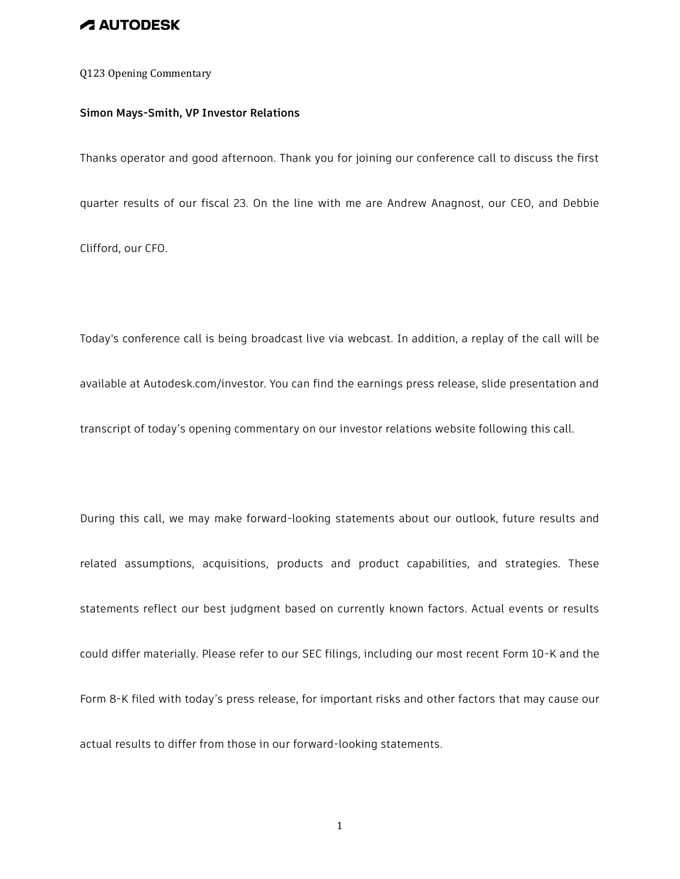Q123 Opening Commentary

**Simon Mays-Smith, VP Investor Relations**

Thanks operator and good afternoon. Thank you for joining our conference call to discuss the first quarter results of our fiscal 23. On the line with me are Andrew Anagnost, our CEO, and Debbie Clifford, our CFO.

Today's conference call is being broadcast live via webcast. In addition, a replay of the call will be available at Autodesk.com/investor. You can find the earnings press release, slide presentation and transcript of today's opening commentary on our investor relations website following this call.

During this call, we may make forward-looking statements about our outlook, future results and related assumptions, acquisitions, products and product capabilities, and strategies. These statements reflect our best judgment based on currently known factors. Actual events or results could differ materially. Please refer to our SEC filings, including our most recent Form 10-K and the Form 8-K filed with today's press release, for important risks and other factors that may cause our actual results to differ from those in our forward-looking statements.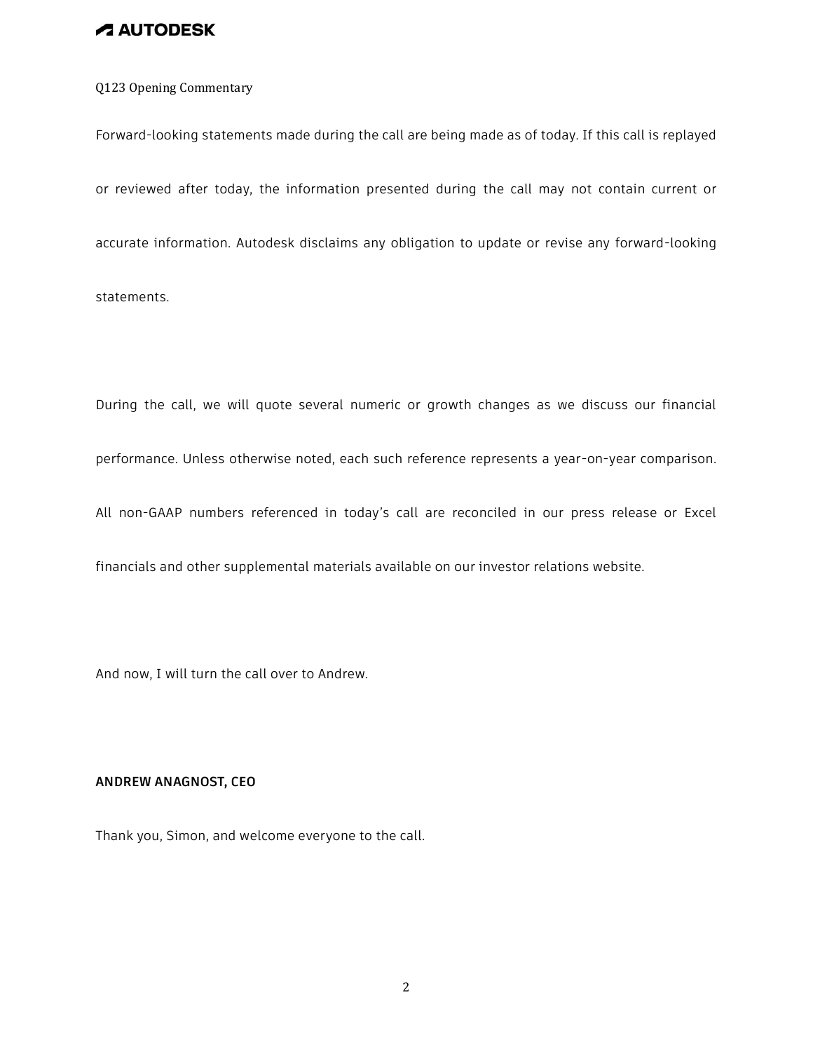Q123 Opening Commentary

Forward-looking statements made during the call are being made as of today. If this call is replayed or reviewed after today, the information presented during the call may not contain current or accurate information. Autodesk disclaims any obligation to update or revise any forward-looking statements.

During the call, we will quote several numeric or growth changes as we discuss our financial performance. Unless otherwise noted, each such reference represents a year-on-year comparison. All non-GAAP numbers referenced in today's call are reconciled in our press release or Excel financials and other supplemental materials available on our investor relations website.

And now, I will turn the call over to Andrew.

**ANDREW ANAGNOST, CEO**

Thank you, Simon, and welcome everyone to the call.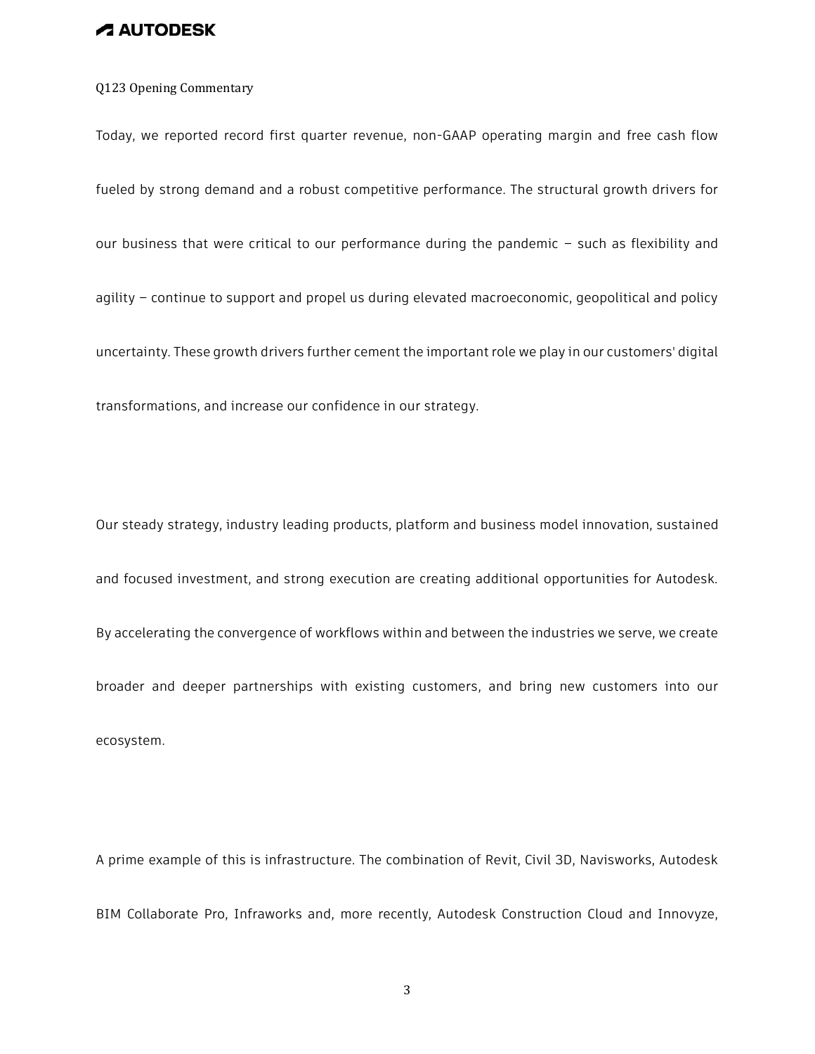Q123 Opening Commentary

Today, we reported record first quarter revenue, non-GAAP operating margin and free cash flow fueled by strong demand and a robust competitive performance. The structural growth drivers for our business that were critical to our performance during the pandemic – such as flexibility and agility – continue to support and propel us during elevated macroeconomic, geopolitical and policy uncertainty. These growth drivers further cement the important role we play in our customers' digital transformations, and increase our confidence in our strategy.

Our steady strategy, industry leading products, platform and business model innovation, sustained and focused investment, and strong execution are creating additional opportunities for Autodesk. By accelerating the convergence of workflows within and between the industries we serve, we create broader and deeper partnerships with existing customers, and bring new customers into our ecosystem.

A prime example of this is infrastructure. The combination of Revit, Civil 3D, Navisworks, Autodesk BIM Collaborate Pro, Infraworks and, more recently, Autodesk Construction Cloud and Innovyze,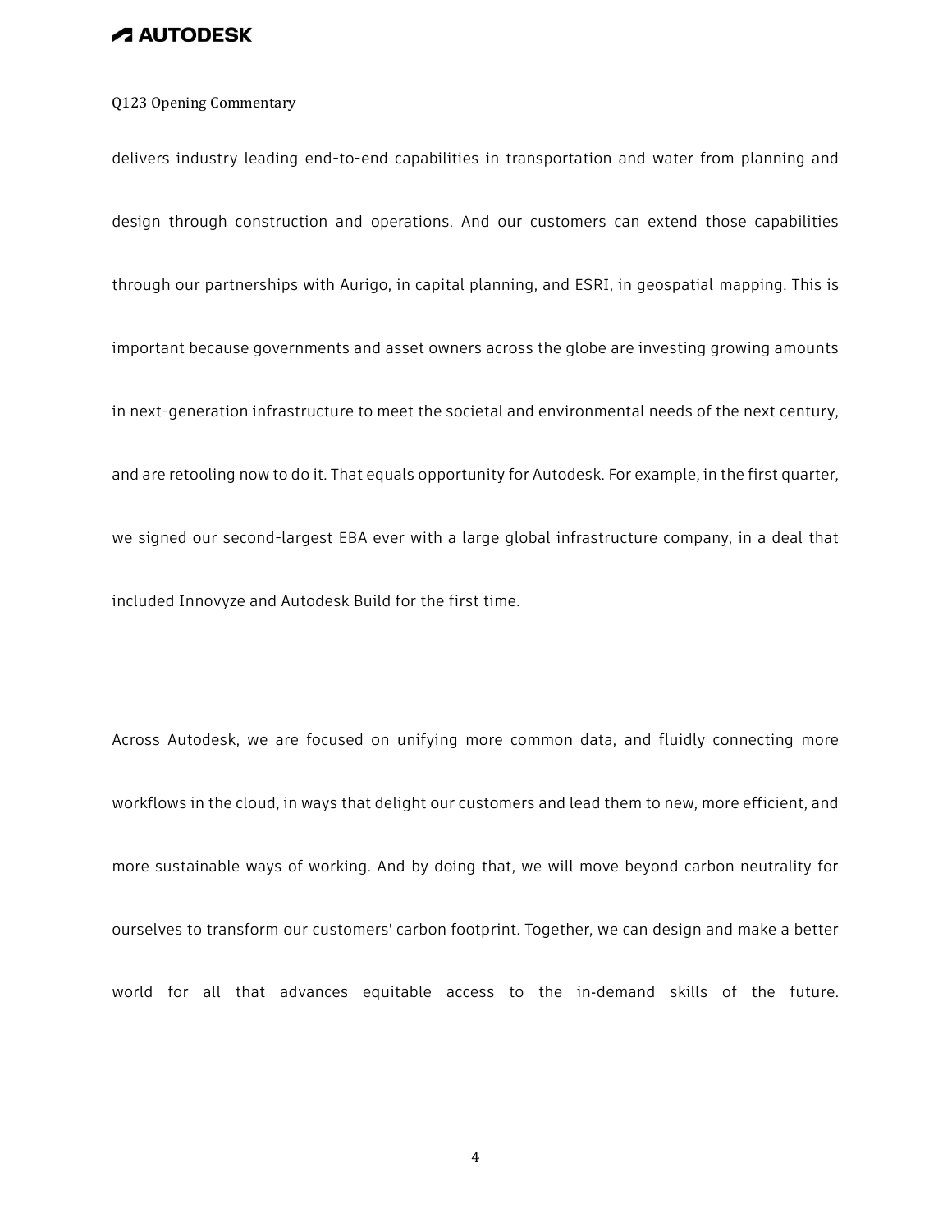delivers industry leading end-to-end capabilities in transportation and water from planning and design through construction and operations. And our customers can extend those capabilities through our partnerships with Aurigo, in capital planning, and ESRI, in geospatial mapping. This is important because governments and asset owners across the globe are investing growing amounts in next-generation infrastructure to meet the societal and environmental needs of the next century, and are retooling now to do it. That equals opportunity for Autodesk. For example, in the first quarter, we signed our second-largest EBA ever with a large global infrastructure company, in a deal that included Innovyze and Autodesk Build for the first time.

Across Autodesk, we are focused on unifying more common data, and fluidly connecting more workflows in the cloud, in ways that delight our customers and lead them to new, more efficient, and more sustainable ways of working. And by doing that, we will move beyond carbon neutrality for ourselves to transform our customers' carbon footprint. Together, we can design and make a better world for all that advances equitable access to the in-demand skills of the future.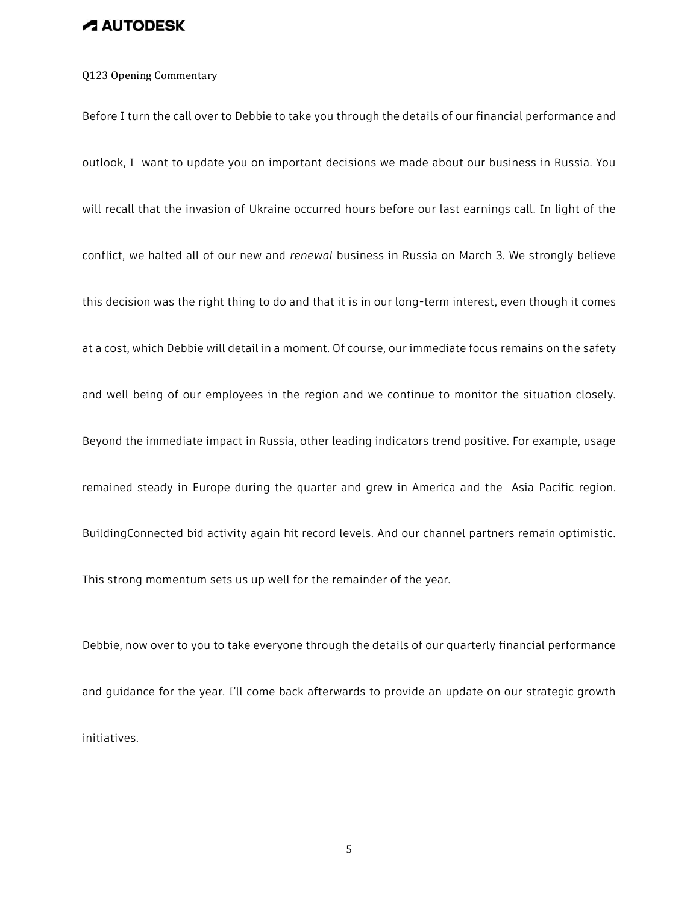Q123 Opening Commentary

Before I turn the call over to Debbie to take you through the details of our financial performance and outlook, I want to update you on important decisions we made about our business in Russia. You will recall that the invasion of Ukraine occurred hours before our last earnings call. In light of the conflict, we halted all of our new and *renewal* business in Russia on March 3. We strongly believe this decision was the right thing to do and that it is in our long-term interest, even though it comes at a cost, which Debbie will detail in a moment. Of course, our immediate focus remains on the safety and well being of our employees in the region and we continue to monitor the situation closely. Beyond the immediate impact in Russia, other leading indicators trend positive. For example, usage remained steady in Europe during the quarter and grew in America and the Asia Pacific region. BuildingConnected bid activity again hit record levels. And our channel partners remain optimistic. This strong momentum sets us up well for the remainder of the year.

Debbie, now over to you to take everyone through the details of our quarterly financial performance and guidance for the year. I'll come back afterwards to provide an update on our strategic growth initiatives.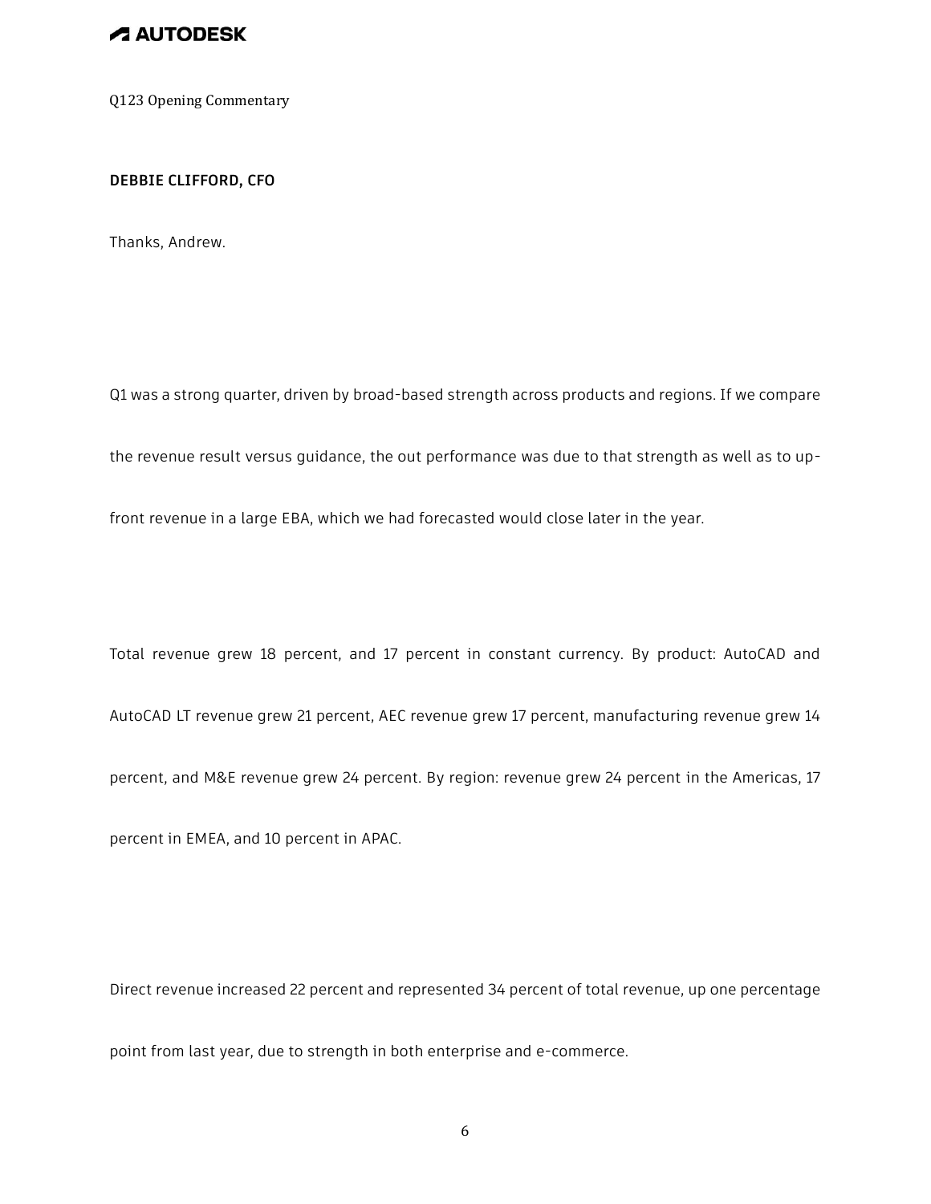Q123 Opening Commentary

**DEBBIE CLIFFORD, CFO**

Thanks, Andrew.

Q1 was a strong quarter, driven by broad-based strength across products and regions. If we compare the revenue result versus guidance, the out performance was due to that strength as well as to up-front revenue in a large EBA, which we had forecasted would close later in the year.

Total revenue grew 18 percent, and 17 percent in constant currency. By product: AutoCAD and AutoCAD LT revenue grew 21 percent, AEC revenue grew 17 percent, manufacturing revenue grew 14 percent, and M&E revenue grew 24 percent. By region: revenue grew 24 percent in the Americas, 17 percent in EMEA, and 10 percent in APAC.

Direct revenue increased 22 percent and represented 34 percent of total revenue, up one percentage point from last year, due to strength in both enterprise and e-commerce.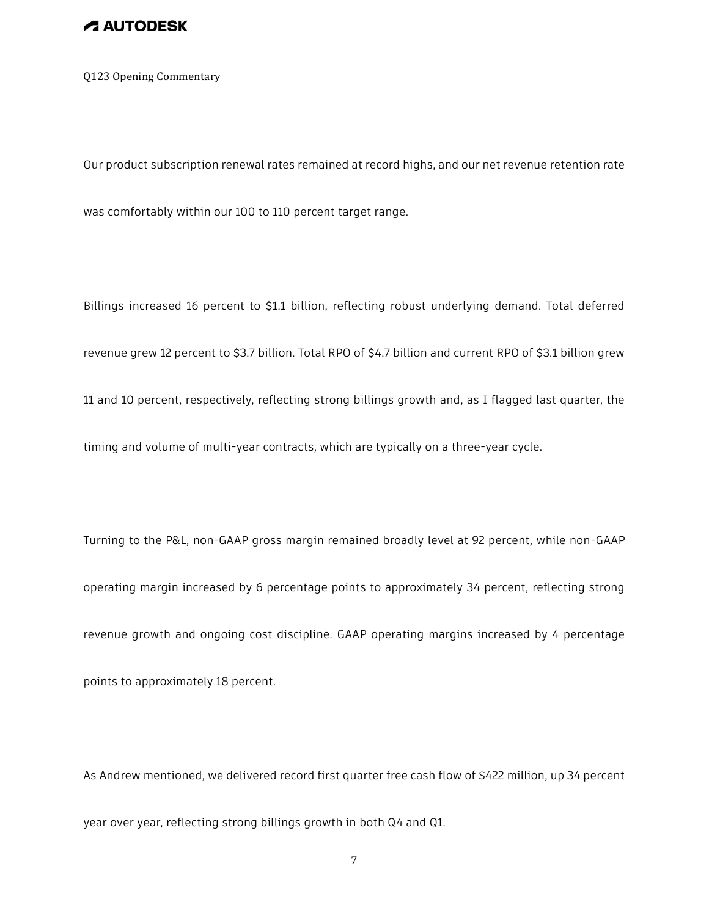Our product subscription renewal rates remained at record highs, and our net revenue retention rate was comfortably within our 100 to 110 percent target range.

Billings increased 16 percent to $1.1 billion, reflecting robust underlying demand. Total deferred revenue grew 12 percent to $3.7 billion. Total RPO of $4.7 billion and current RPO of $3.1 billion grew 11 and 10 percent, respectively, reflecting strong billings growth and, as I flagged last quarter, the timing and volume of multi-year contracts, which are typically on a three-year cycle.

Turning to the P&L, non-GAAP gross margin remained broadly level at 92 percent, while non-GAAP operating margin increased by 6 percentage points to approximately 34 percent, reflecting strong revenue growth and ongoing cost discipline. GAAP operating margins increased by 4 percentage points to approximately 18 percent.

As Andrew mentioned, we delivered record first quarter free cash flow of $422 million, up 34 percent year over year, reflecting strong billings growth in both Q4 and Q1.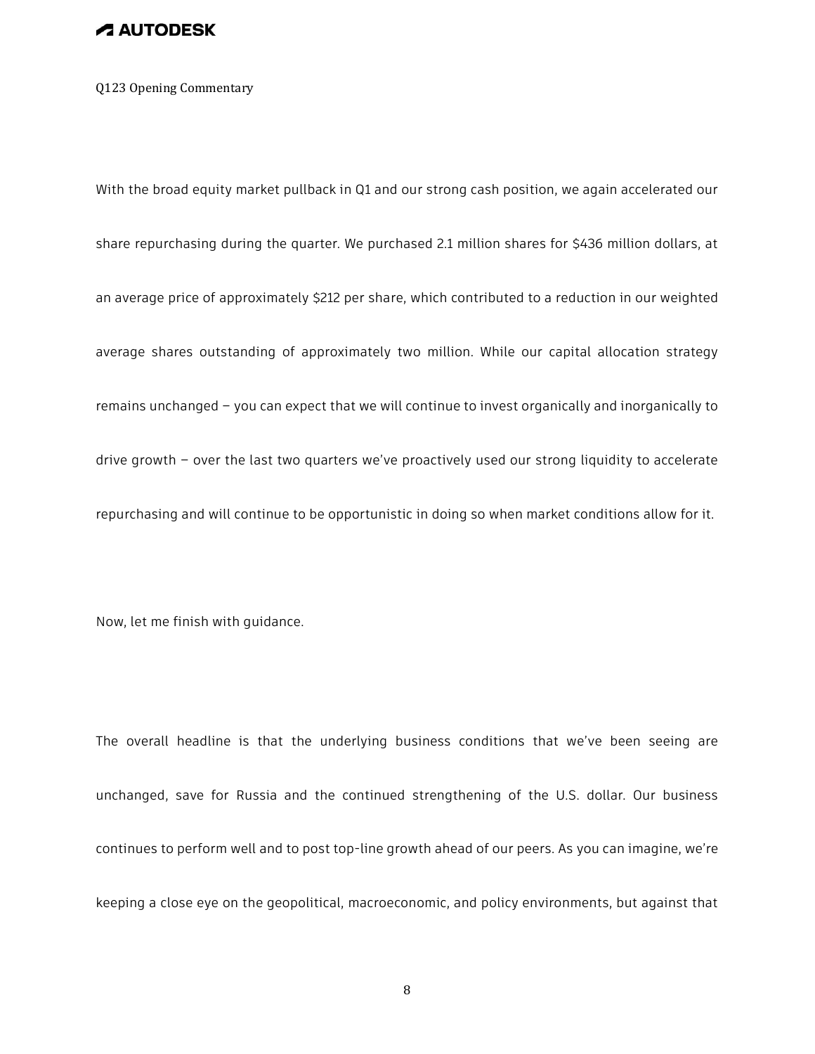With the broad equity market pullback in Q1 and our strong cash position, we again accelerated our share repurchasing during the quarter. We purchased 2.1 million shares for $436 million dollars, at an average price of approximately $212 per share, which contributed to a reduction in our weighted average shares outstanding of approximately two million. While our capital allocation strategy remains unchanged – you can expect that we will continue to invest organically and inorganically to drive growth – over the last two quarters we've proactively used our strong liquidity to accelerate repurchasing and will continue to be opportunistic in doing so when market conditions allow for it.

Now, let me finish with guidance.

The overall headline is that the underlying business conditions that we've been seeing are unchanged, save for Russia and the continued strengthening of the U.S. dollar. Our business continues to perform well and to post top-line growth ahead of our peers. As you can imagine, we're keeping a close eye on the geopolitical, macroeconomic, and policy environments, but against that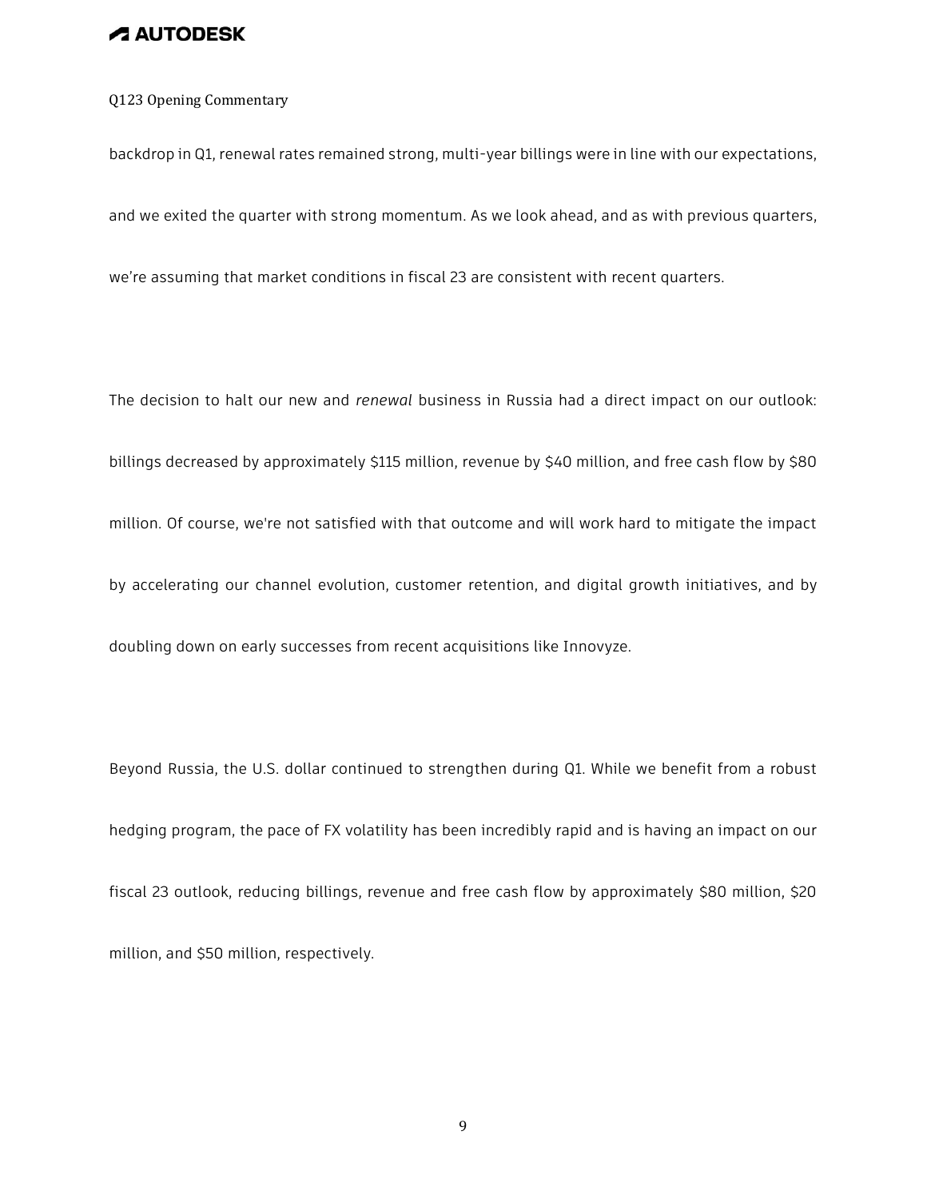backdrop in Q1, renewal rates remained strong, multi-year billings were in line with our expectations, and we exited the quarter with strong momentum. As we look ahead, and as with previous quarters, we're assuming that market conditions in fiscal 23 are consistent with recent quarters.

The decision to halt our new and *renewal* business in Russia had a direct impact on our outlook: billings decreased by approximately $115 million, revenue by $40 million, and free cash flow by $80 million. Of course, we're not satisfied with that outcome and will work hard to mitigate the impact by accelerating our channel evolution, customer retention, and digital growth initiatives, and by doubling down on early successes from recent acquisitions like Innovyze.

Beyond Russia, the U.S. dollar continued to strengthen during Q1. While we benefit from a robust hedging program, the pace of FX volatility has been incredibly rapid and is having an impact on our fiscal 23 outlook, reducing billings, revenue and free cash flow by approximately $80 million, $20 million, and $50 million, respectively.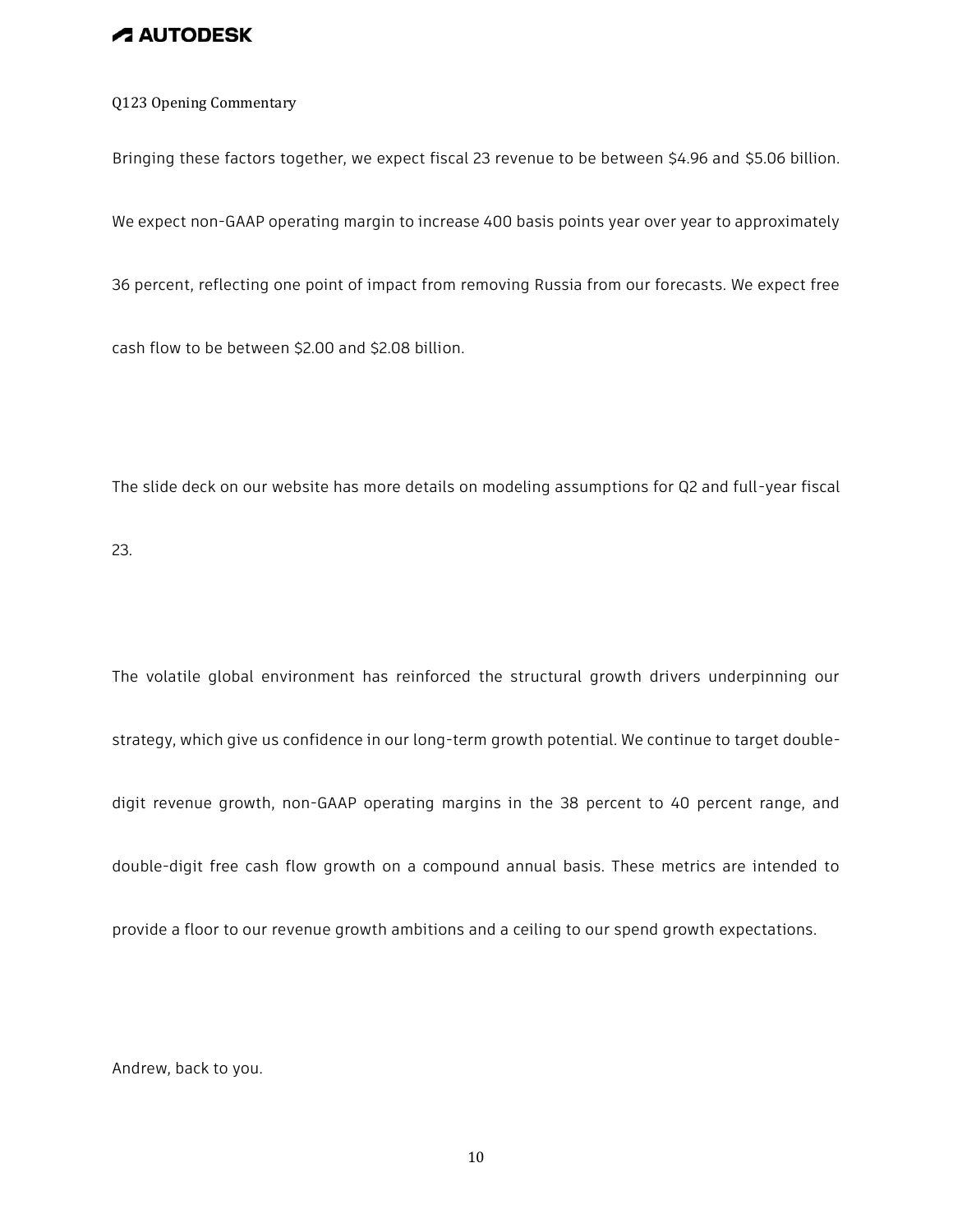Bringing these factors together, we expect fiscal 23 revenue to be between $4.96 and $5.06 billion. We expect non-GAAP operating margin to increase 400 basis points year over year to approximately 36 percent, reflecting one point of impact from removing Russia from our forecasts. We expect free cash flow to be between $2.00 and $2.08 billion.

The slide deck on our website has more details on modeling assumptions for Q2 and full-year fiscal 23.

The volatile global environment has reinforced the structural growth drivers underpinning our strategy, which give us confidence in our long-term growth potential. We continue to target double-digit revenue growth, non-GAAP operating margins in the 38 percent to 40 percent range, and double-digit free cash flow growth on a compound annual basis. These metrics are intended to provide a floor to our revenue growth ambitions and a ceiling to our spend growth expectations.

Andrew, back to you.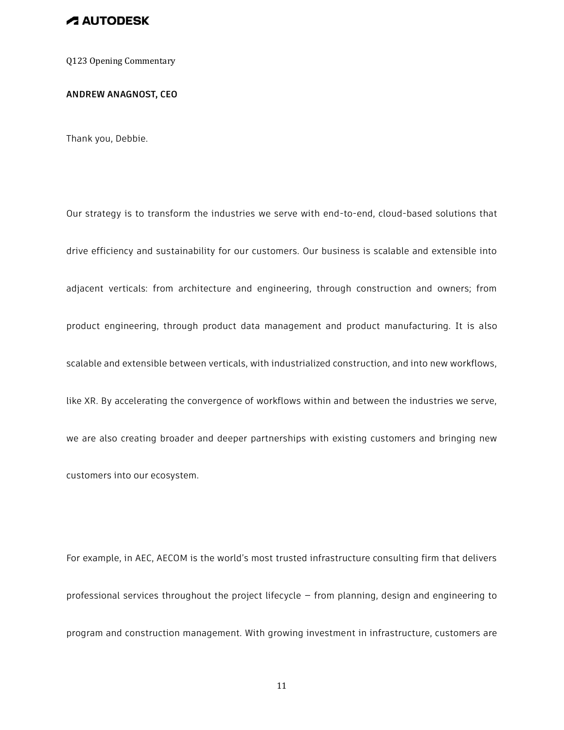Q123 Opening Commentary

**ANDREW ANAGNOST, CEO**

Thank you, Debbie.

Our strategy is to transform the industries we serve with end-to-end, cloud-based solutions that drive efficiency and sustainability for our customers. Our business is scalable and extensible into adjacent verticals: from architecture and engineering, through construction and owners; from product engineering, through product data management and product manufacturing. It is also scalable and extensible between verticals, with industrialized construction, and into new workflows, like XR. By accelerating the convergence of workflows within and between the industries we serve, we are also creating broader and deeper partnerships with existing customers and bringing new customers into our ecosystem.

For example, in AEC, AECOM is the world's most trusted infrastructure consulting firm that delivers professional services throughout the project lifecycle – from planning, design and engineering to program and construction management. With growing investment in infrastructure, customers are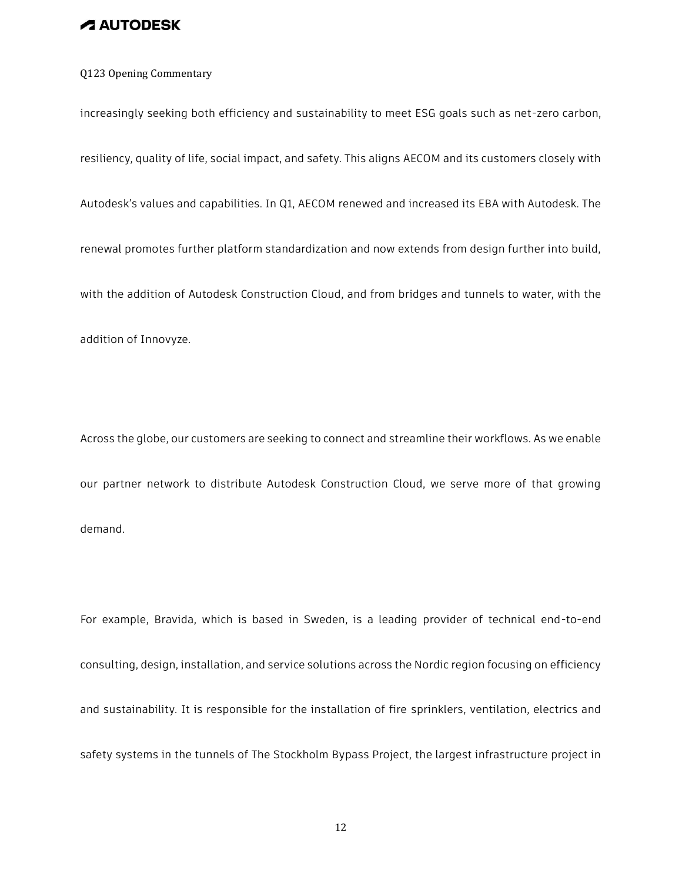increasingly seeking both efficiency and sustainability to meet ESG goals such as net-zero carbon, resiliency, quality of life, social impact, and safety. This aligns AECOM and its customers closely with Autodesk's values and capabilities. In Q1, AECOM renewed and increased its EBA with Autodesk. The renewal promotes further platform standardization and now extends from design further into build, with the addition of Autodesk Construction Cloud, and from bridges and tunnels to water, with the addition of Innovyze.

Across the globe, our customers are seeking to connect and streamline their workflows. As we enable our partner network to distribute Autodesk Construction Cloud, we serve more of that growing demand.

For example, Bravida, which is based in Sweden, is a leading provider of technical end-to-end consulting, design, installation, and service solutions across the Nordic region focusing on efficiency and sustainability. It is responsible for the installation of fire sprinklers, ventilation, electrics and safety systems in the tunnels of The Stockholm Bypass Project, the largest infrastructure project in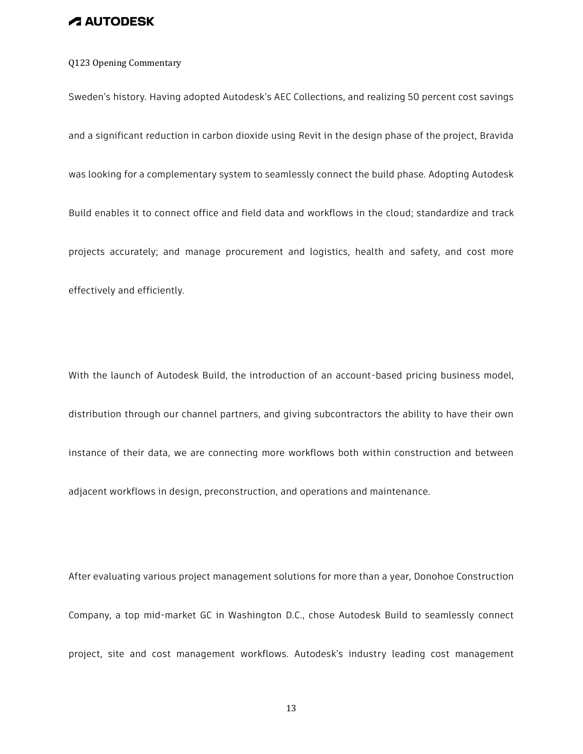Sweden's history. Having adopted Autodesk's AEC Collections, and realizing 50 percent cost savings and a significant reduction in carbon dioxide using Revit in the design phase of the project, Bravida was looking for a complementary system to seamlessly connect the build phase. Adopting Autodesk Build enables it to connect office and field data and workflows in the cloud; standardize and track projects accurately; and manage procurement and logistics, health and safety, and cost more effectively and efficiently.

With the launch of Autodesk Build, the introduction of an account-based pricing business model, distribution through our channel partners, and giving subcontractors the ability to have their own instance of their data, we are connecting more workflows both within construction and between adjacent workflows in design, preconstruction, and operations and maintenance.

After evaluating various project management solutions for more than a year, Donohoe Construction Company, a top mid-market GC in Washington D.C., chose Autodesk Build to seamlessly connect project, site and cost management workflows. Autodesk's industry leading cost management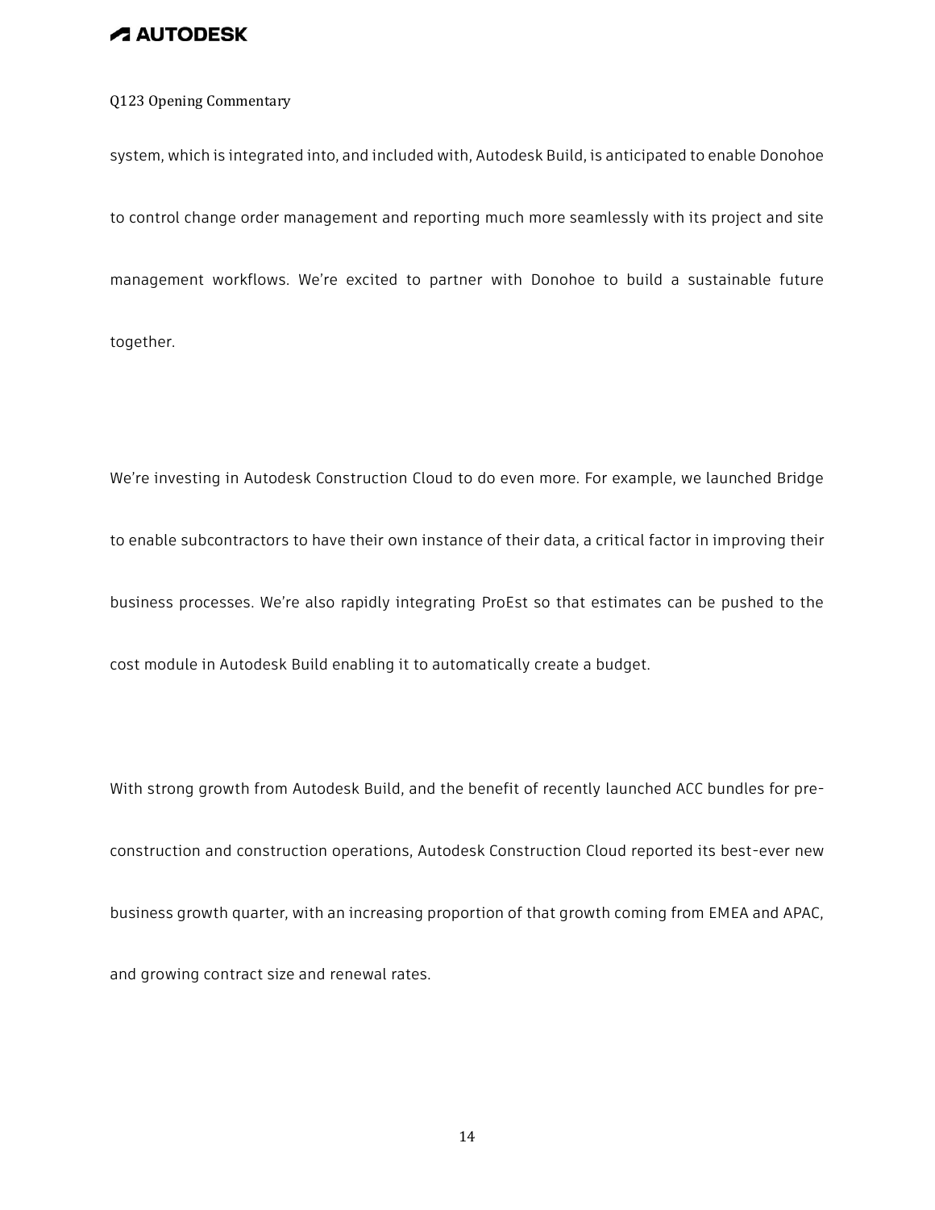system, which is integrated into, and included with, Autodesk Build, is anticipated to enable Donohoe to control change order management and reporting much more seamlessly with its project and site management workflows. We're excited to partner with Donohoe to build a sustainable future together.

We're investing in Autodesk Construction Cloud to do even more. For example, we launched Bridge to enable subcontractors to have their own instance of their data, a critical factor in improving their business processes. We're also rapidly integrating ProEst so that estimates can be pushed to the cost module in Autodesk Build enabling it to automatically create a budget.

With strong growth from Autodesk Build, and the benefit of recently launched ACC bundles for pre-construction and construction operations, Autodesk Construction Cloud reported its best-ever new business growth quarter, with an increasing proportion of that growth coming from EMEA and APAC, and growing contract size and renewal rates.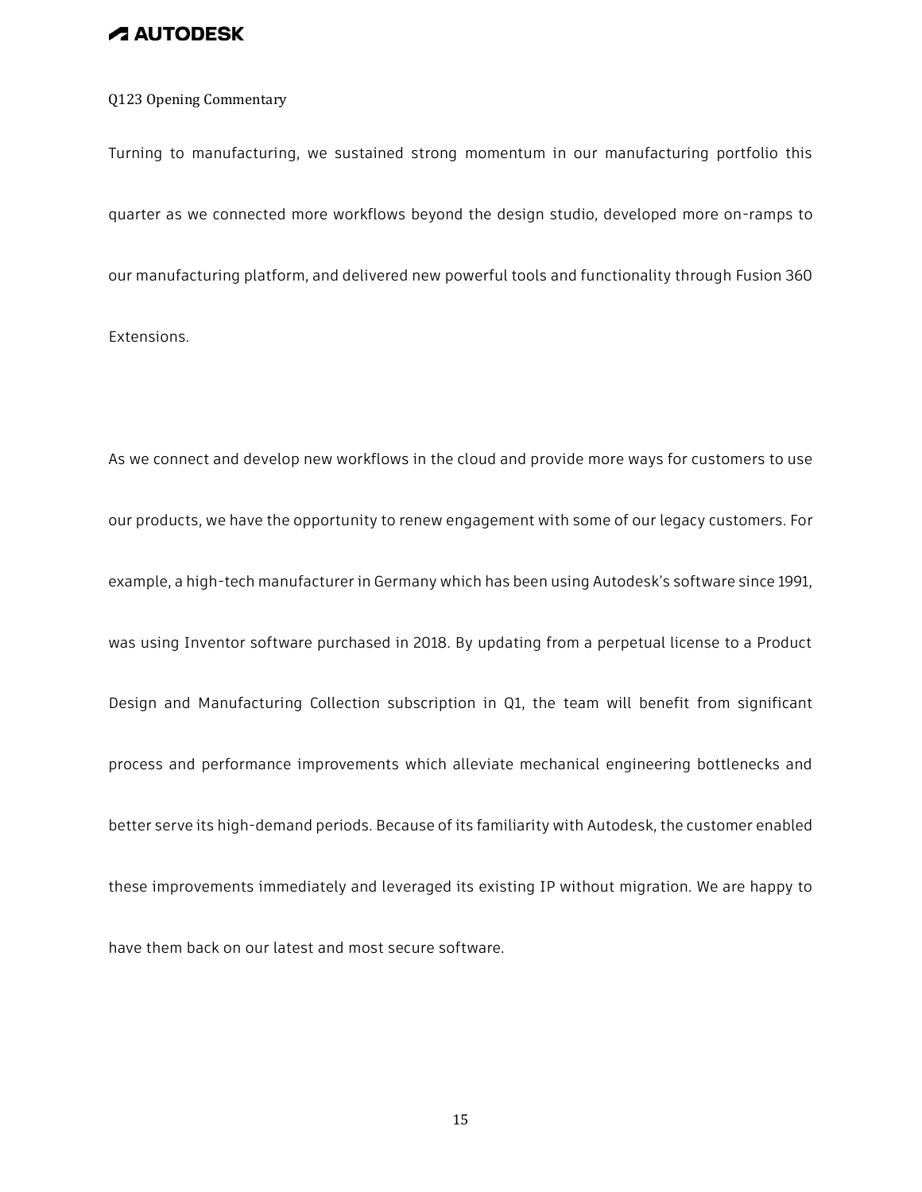Turning to manufacturing, we sustained strong momentum in our manufacturing portfolio this quarter as we connected more workflows beyond the design studio, developed more on-ramps to our manufacturing platform, and delivered new powerful tools and functionality through Fusion 360 Extensions.

As we connect and develop new workflows in the cloud and provide more ways for customers to use our products, we have the opportunity to renew engagement with some of our legacy customers. For example, a high-tech manufacturer in Germany which has been using Autodesk's software since 1991, was using Inventor software purchased in 2018. By updating from a perpetual license to a Product Design and Manufacturing Collection subscription in Q1, the team will benefit from significant process and performance improvements which alleviate mechanical engineering bottlenecks and better serve its high-demand periods. Because of its familiarity with Autodesk, the customer enabled these improvements immediately and leveraged its existing IP without migration. We are happy to have them back on our latest and most secure software.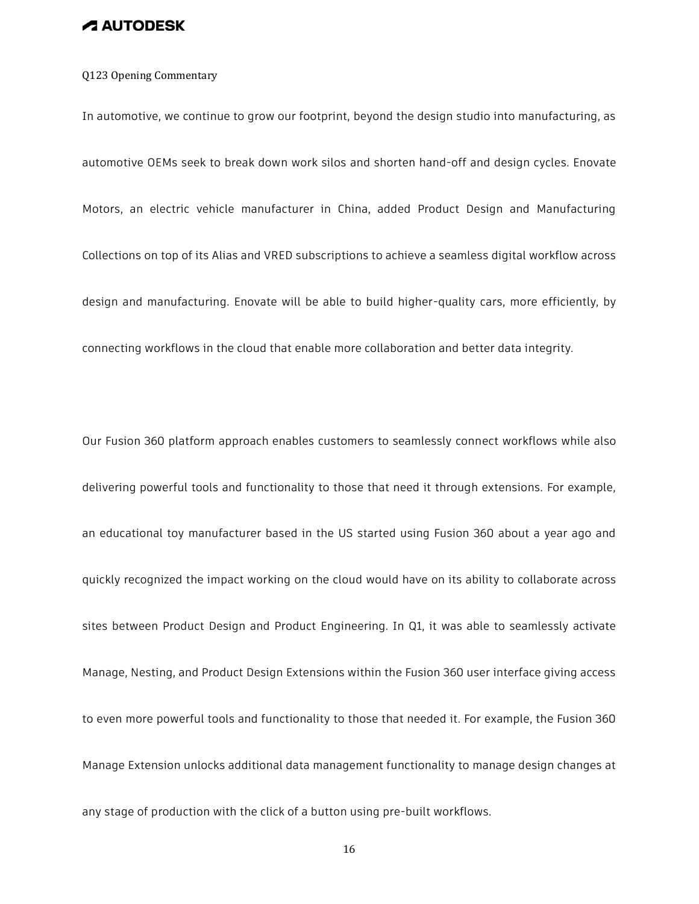In automotive, we continue to grow our footprint, beyond the design studio into manufacturing, as automotive OEMs seek to break down work silos and shorten hand-off and design cycles. Enovate Motors, an electric vehicle manufacturer in China, added Product Design and Manufacturing Collections on top of its Alias and VRED subscriptions to achieve a seamless digital workflow across design and manufacturing. Enovate will be able to build higher-quality cars, more efficiently, by connecting workflows in the cloud that enable more collaboration and better data integrity.

Our Fusion 360 platform approach enables customers to seamlessly connect workflows while also delivering powerful tools and functionality to those that need it through extensions. For example, an educational toy manufacturer based in the US started using Fusion 360 about a year ago and quickly recognized the impact working on the cloud would have on its ability to collaborate across sites between Product Design and Product Engineering. In Q1, it was able to seamlessly activate Manage, Nesting, and Product Design Extensions within the Fusion 360 user interface giving access to even more powerful tools and functionality to those that needed it. For example, the Fusion 360 Manage Extension unlocks additional data management functionality to manage design changes at any stage of production with the click of a button using pre-built workflows.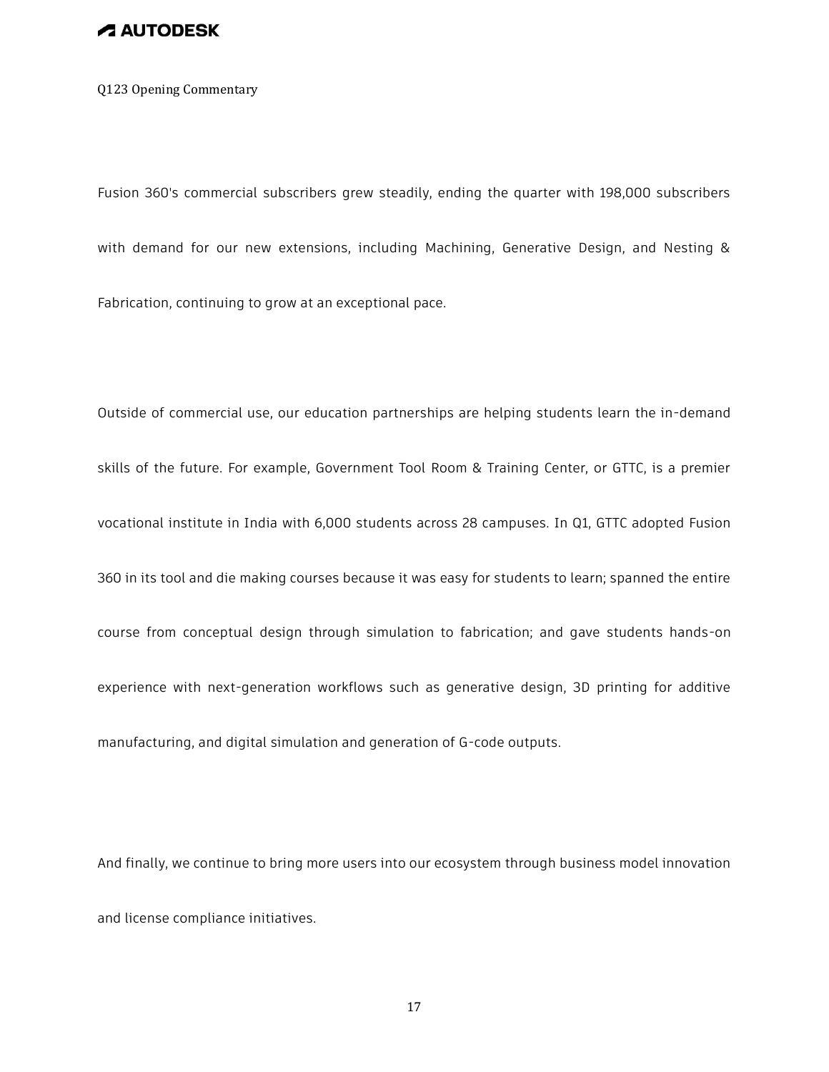Fusion 360's commercial subscribers grew steadily, ending the quarter with 198,000 subscribers with demand for our new extensions, including Machining, Generative Design, and Nesting & Fabrication, continuing to grow at an exceptional pace.

Outside of commercial use, our education partnerships are helping students learn the in-demand skills of the future. For example, Government Tool Room & Training Center, or GTTC, is a premier vocational institute in India with 6,000 students across 28 campuses. In Q1, GTTC adopted Fusion 360 in its tool and die making courses because it was easy for students to learn; spanned the entire course from conceptual design through simulation to fabrication; and gave students hands-on experience with next-generation workflows such as generative design, 3D printing for additive manufacturing, and digital simulation and generation of G-code outputs.

And finally, we continue to bring more users into our ecosystem through business model innovation and license compliance initiatives.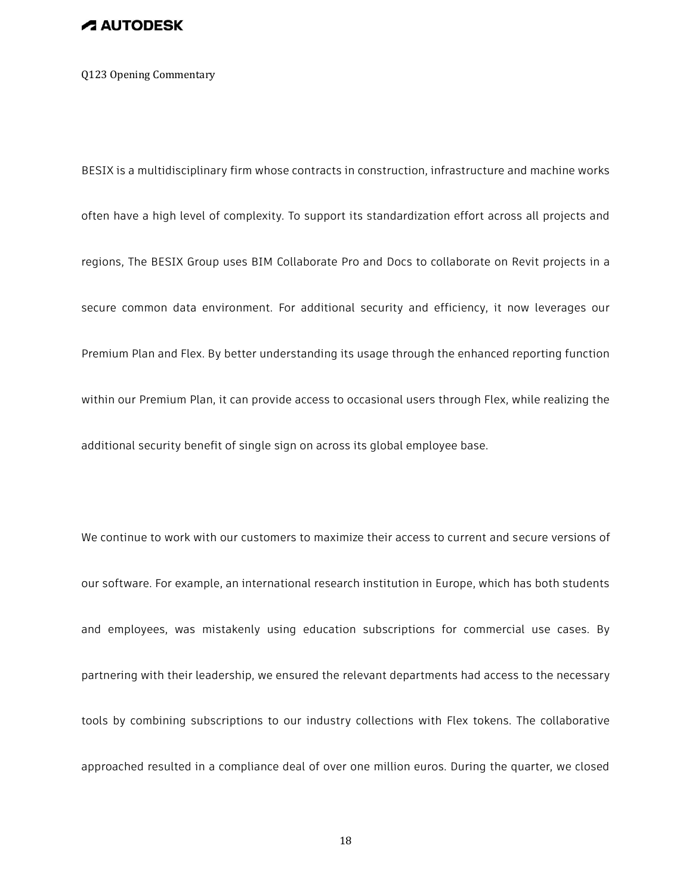BESIX is a multidisciplinary firm whose contracts in construction, infrastructure and machine works often have a high level of complexity. To support its standardization effort across all projects and regions, The BESIX Group uses BIM Collaborate Pro and Docs to collaborate on Revit projects in a secure common data environment. For additional security and efficiency, it now leverages our Premium Plan and Flex. By better understanding its usage through the enhanced reporting function within our Premium Plan, it can provide access to occasional users through Flex, while realizing the additional security benefit of single sign on across its global employee base.

We continue to work with our customers to maximize their access to current and secure versions of our software. For example, an international research institution in Europe, which has both students and employees, was mistakenly using education subscriptions for commercial use cases. By partnering with their leadership, we ensured the relevant departments had access to the necessary tools by combining subscriptions to our industry collections with Flex tokens. The collaborative approached resulted in a compliance deal of over one million euros. During the quarter, we closed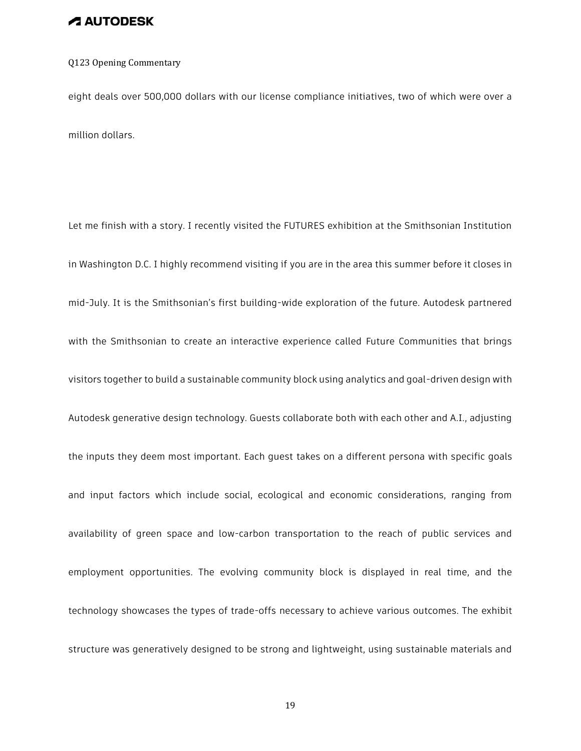eight deals over 500,000 dollars with our license compliance initiatives, two of which were over a million dollars.

Let me finish with a story. I recently visited the FUTURES exhibition at the Smithsonian Institution in Washington D.C. I highly recommend visiting if you are in the area this summer before it closes in mid-July. It is the Smithsonian's first building-wide exploration of the future. Autodesk partnered with the Smithsonian to create an interactive experience called Future Communities that brings visitors together to build a sustainable community block using analytics and goal-driven design with Autodesk generative design technology. Guests collaborate both with each other and A.I., adjusting the inputs they deem most important. Each guest takes on a different persona with specific goals and input factors which include social, ecological and economic considerations, ranging from availability of green space and low-carbon transportation to the reach of public services and employment opportunities. The evolving community block is displayed in real time, and the technology showcases the types of trade-offs necessary to achieve various outcomes. The exhibit structure was generatively designed to be strong and lightweight, using sustainable materials and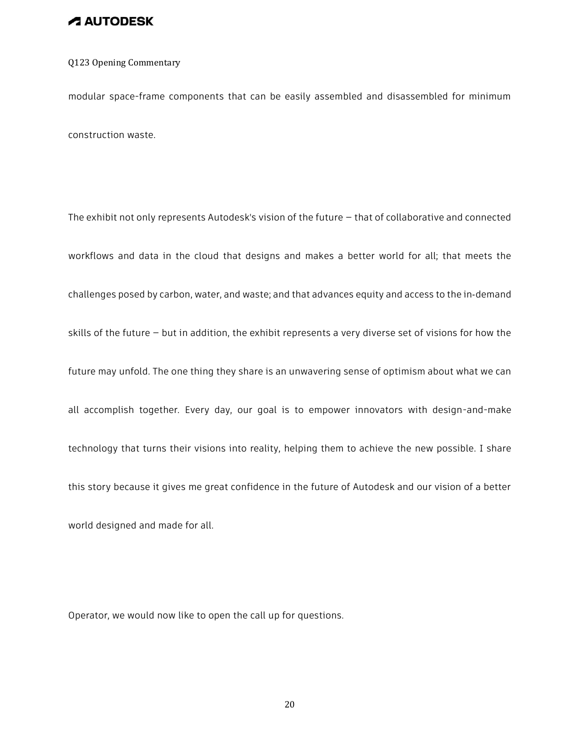modular space-frame components that can be easily assembled and disassembled for minimum construction waste.

The exhibit not only represents Autodesk's vision of the future – that of collaborative and connected workflows and data in the cloud that designs and makes a better world for all; that meets the challenges posed by carbon, water, and waste; and that advances equity and access to the in-demand skills of the future – but in addition, the exhibit represents a very diverse set of visions for how the future may unfold. The one thing they share is an unwavering sense of optimism about what we can all accomplish together. Every day, our goal is to empower innovators with design-and-make technology that turns their visions into reality, helping them to achieve the new possible. I share this story because it gives me great confidence in the future of Autodesk and our vision of a better world designed and made for all.

Operator, we would now like to open the call up for questions.